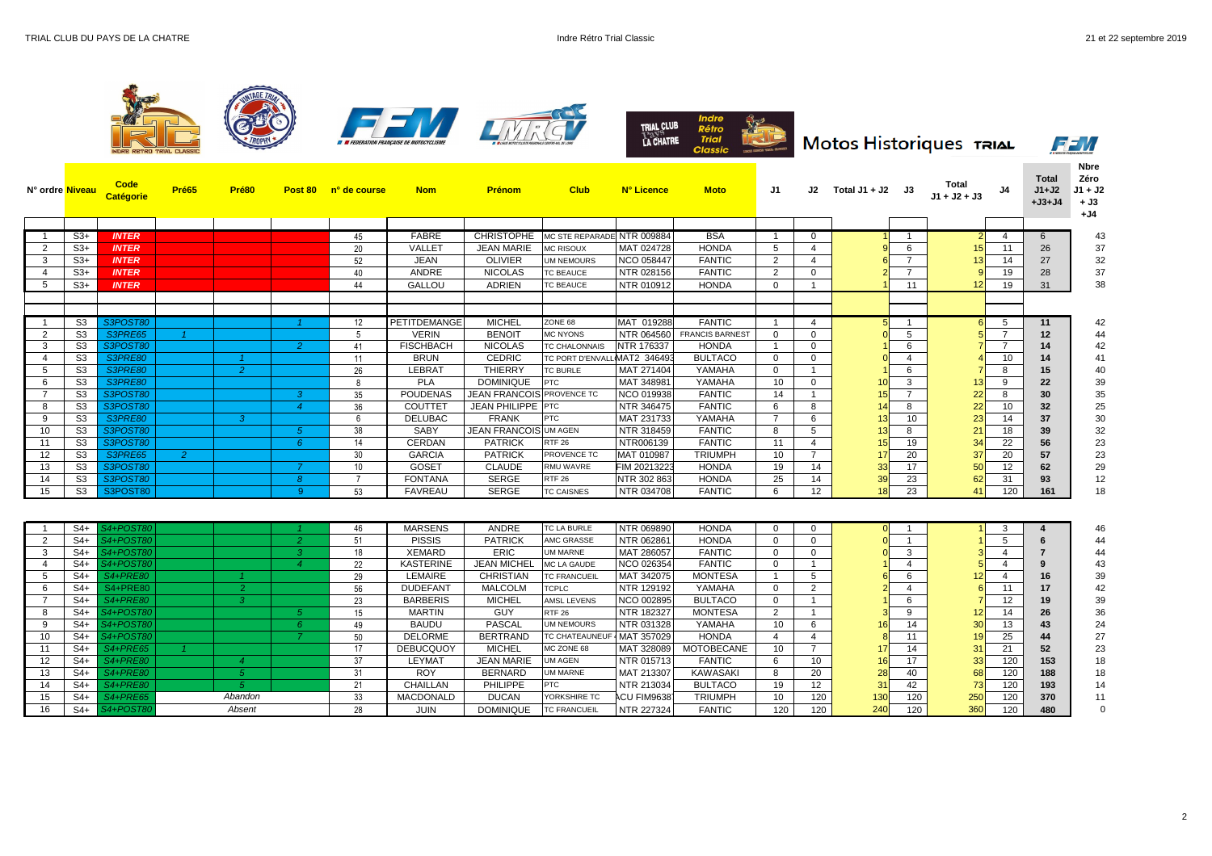# Motos Historiques TRIAL

| N° ordre | Niveau | Code Catégorie | Pré65 | Pré80 | Post 80 | n° de course | Nom | Prénom | Club | N° Licence | Moto | J1 | J2 | Total J1 + J2 | J3 | Total J1 + J2 + J3 | J4 | Total J1+J2 +J3+J4 | Nbre Zéro J1 + J2 + J3 +J4 |
|---|---|---|---|---|---|---|---|---|---|---|---|---|---|---|---|---|---|---|---|
| 1 | S3+ | INTER | | | | 45 | FABRE | CHRISTOPHE | MC STE REPARADE | NTR 009884 | BSA | 1 | 0 | 1 | 1 | 2 | 4 | 6 | 43 |
| 2 | S3+ | INTER | | | | 20 | VALLET | JEAN MARIE | MC RISOUX | MAT 024728 | HONDA | 5 | 4 | 9 | 6 | 15 | 11 | 26 | 37 |
| 3 | S3+ | INTER | | | | 52 | JEAN | OLIVIER | UM NEMOURS | NCO 058447 | FANTIC | 2 | 4 | 6 | 7 | 13 | 14 | 27 | 32 |
| 4 | S3+ | INTER | | | | 40 | ANDRE | NICOLAS | TC BEAUCE | NTR 028156 | FANTIC | 2 | 0 | 2 | 7 | 9 | 19 | 28 | 37 |
| 5 | S3+ | INTER | | | | 44 | GALLOU | ADRIEN | TC BEAUCE | NTR 010912 | HONDA | 0 | 1 | 1 | 11 | 12 | 19 | 31 | 38 |
| 1 | S3 | S3POST80 | | | 1 | 12 | PETITDEMANGE | MICHEL | ZONE 68 | MAT 019288 | FANTIC | 1 | 4 | 5 | 1 | 6 | 5 | 11 | 42 |
| 2 | S3 | S3PRE65 | 1 | | | 5 | VERIN | BENOIT | MC NYONS | NTR 064560 | FRANCIS BARNEST | 0 | 0 | 0 | 5 | 5 | 7 | 12 | 44 |
| 3 | S3 | S3POST80 | | | 2 | 41 | FISCHBACH | NICOLAS | TC CHALONNAIS | NTR 176337 | HONDA | 1 | 0 | 1 | 6 | 7 | 7 | 14 | 42 |
| 4 | S3 | S3PRE80 | | 1 | | 11 | BRUN | CEDRIC | TC PORT D'ENVALL | MAT2 346493 | BULTACO | 0 | 0 | 0 | 4 | 4 | 10 | 14 | 41 |
| 5 | S3 | S3PRE80 | | 2 | | 26 | LEBRAT | THIERRY | TC BURLE | MAT 271404 | YAMAHA | 0 | 1 | 1 | 6 | 7 | 8 | 15 | 40 |
| 6 | S3 | S3PRE80 | | | | 8 | PLA | DOMINIQUE | PTC | MAT 348981 | YAMAHA | 10 | 0 | 10 | 3 | 13 | 9 | 22 | 39 |
| 7 | S3 | S3POST80 | | | 3 | 35 | POUDENAS | JEAN FRANCOIS | PROVENCE TC | NCO 019938 | FANTIC | 14 | 1 | 15 | 7 | 22 | 8 | 30 | 35 |
| 8 | S3 | S3POST80 | | | 4 | 36 | COUTTET | JEAN PHILIPPE | PTC | NTR 346475 | FANTIC | 6 | 8 | 14 | 8 | 22 | 10 | 32 | 25 |
| 9 | S3 | S3PRE80 | | 3 | | 6 | DELUBAC | FRANK | PTC | MAT 231733 | YAMAHA | 7 | 6 | 13 | 10 | 23 | 14 | 37 | 30 |
| 10 | S3 | S3POST80 | | | 5 | 38 | SABY | JEAN FRANCOIS | UM AGEN | NTR 318459 | FANTIC | 8 | 5 | 13 | 8 | 21 | 18 | 39 | 32 |
| 11 | S3 | S3POST80 | | | 6 | 14 | CERDAN | PATRICK | RTF 26 | NTR006139 | FANTIC | 11 | 4 | 15 | 19 | 34 | 22 | 56 | 23 |
| 12 | S3 | S3PRE65 | 2 | | | 30 | GARCIA | PATRICK | PROVENCE TC | MAT 010987 | TRIUMPH | 10 | 7 | 17 | 20 | 37 | 20 | 57 | 23 |
| 13 | S3 | S3POST80 | | | 7 | 10 | GOSET | CLAUDE | RMU WAVRE | FIM 20213223 | HONDA | 19 | 14 | 33 | 17 | 50 | 12 | 62 | 29 |
| 14 | S3 | S3POST80 | | | 8 | 7 | FONTANA | SERGE | RTF 26 | NTR 302 863 | HONDA | 25 | 14 | 39 | 23 | 62 | 31 | 93 | 12 |
| 15 | S3 | S3POST80 | | | 9 | 53 | FAVREAU | SERGE | TC CAISNES | NTR 034708 | FANTIC | 6 | 12 | 18 | 23 | 41 | 120 | 161 | 18 |
| 1 | S4+ | S4+POST80 | | | 1 | 46 | MARSENS | ANDRE | TC LA BURLE | NTR 069890 | HONDA | 0 | 0 | 0 | 1 | 1 | 3 | 4 | 46 |
| 2 | S4+ | S4+POST80 | | | 2 | 51 | PISSIS | PATRICK | AMC GRASSE | NTR 062861 | HONDA | 0 | 0 | 0 | 1 | 1 | 5 | 6 | 44 |
| 3 | S4+ | S4+POST80 | | | 3 | 18 | XEMARD | ERIC | UM MARNE | MAT 286057 | FANTIC | 0 | 0 | 0 | 3 | 3 | 4 | 7 | 44 |
| 4 | S4+ | S4+POST80 | | | 4 | 22 | KASTERINE | JEAN MICHEL | MC LA GAUDE | NCO 026354 | FANTIC | 0 | 1 | 1 | 4 | 5 | 4 | 9 | 43 |
| 5 | S4+ | S4+PRE80 | | 1 | | 29 | LEMAIRE | CHRISTIAN | TC FRANCUEIL | MAT 342075 | MONTESA | 1 | 5 | 6 | 6 | 12 | 4 | 16 | 39 |
| 6 | S4+ | S4+PRE80 | | 2 | | 56 | DUDEFANT | MALCOLM | TCPLC | NTR 129192 | YAMAHA | 0 | 2 | 2 | 4 | 6 | 11 | 17 | 42 |
| 7 | S4+ | S4+PRE80 | | 3 | | 23 | BARBERIS | MICHEL | AMSL LEVENS | NCO 002895 | BULTACO | 0 | 1 | 1 | 6 | 7 | 12 | 19 | 39 |
| 8 | S4+ | S4+POST80 | | | 5 | 15 | MARTIN | GUY | RTF 26 | NTR 182327 | MONTESA | 2 | 1 | 3 | 9 | 12 | 14 | 26 | 36 |
| 9 | S4+ | S4+POST80 | | | 6 | 49 | BAUDU | PASCAL | UM NEMOURS | NTR 031328 | YAMAHA | 10 | 6 | 16 | 14 | 30 | 13 | 43 | 24 |
| 10 | S4+ | S4+POST80 | | | 7 | 50 | DELORME | BERTRAND | TC CHATEAUNEUF | MAT 357029 | HONDA | 4 | 4 | 8 | 11 | 19 | 25 | 44 | 27 |
| 11 | S4+ | S4+PRE65 | 1 | | | 17 | DEBUCQUOY | MICHEL | MC ZONE 68 | MAT 328089 | MOTOBECANE | 10 | 7 | 17 | 14 | 31 | 21 | 52 | 23 |
| 12 | S4+ | S4+PRE80 | | 4 | | 37 | LEYMAT | JEAN MARIE | UM AGEN | NTR 015713 | FANTIC | 6 | 10 | 16 | 17 | 33 | 120 | 153 | 18 |
| 13 | S4+ | S4+PRE80 | | 5 | | 31 | ROY | BERNARD | UM MARNE | MAT 213307 | KAWASAKI | 8 | 20 | 28 | 40 | 68 | 120 | 188 | 18 |
| 14 | S4+ | S4+PRE80 | | 5 | | 21 | CHAILLAN | PHILIPPE | PTC | NTR 213034 | BULTACO | 19 | 12 | 31 | 42 | 73 | 120 | 193 | 14 |
| 15 | S4+ | S4+PRE65 | | Abandon | | 33 | MACDONALD | DUCAN | YORKSHIRE TC | ACU FIM9638 | TRIUMPH | 10 | 120 | 130 | 120 | 250 | 120 | 370 | 11 |
| 16 | S4+ | S4+POST80 | | Absent | | 28 | JUIN | DOMINIQUE | TC FRANCUEIL | NTR 227324 | FANTIC | 120 | 120 | 240 | 120 | 360 | 120 | 480 | 0 |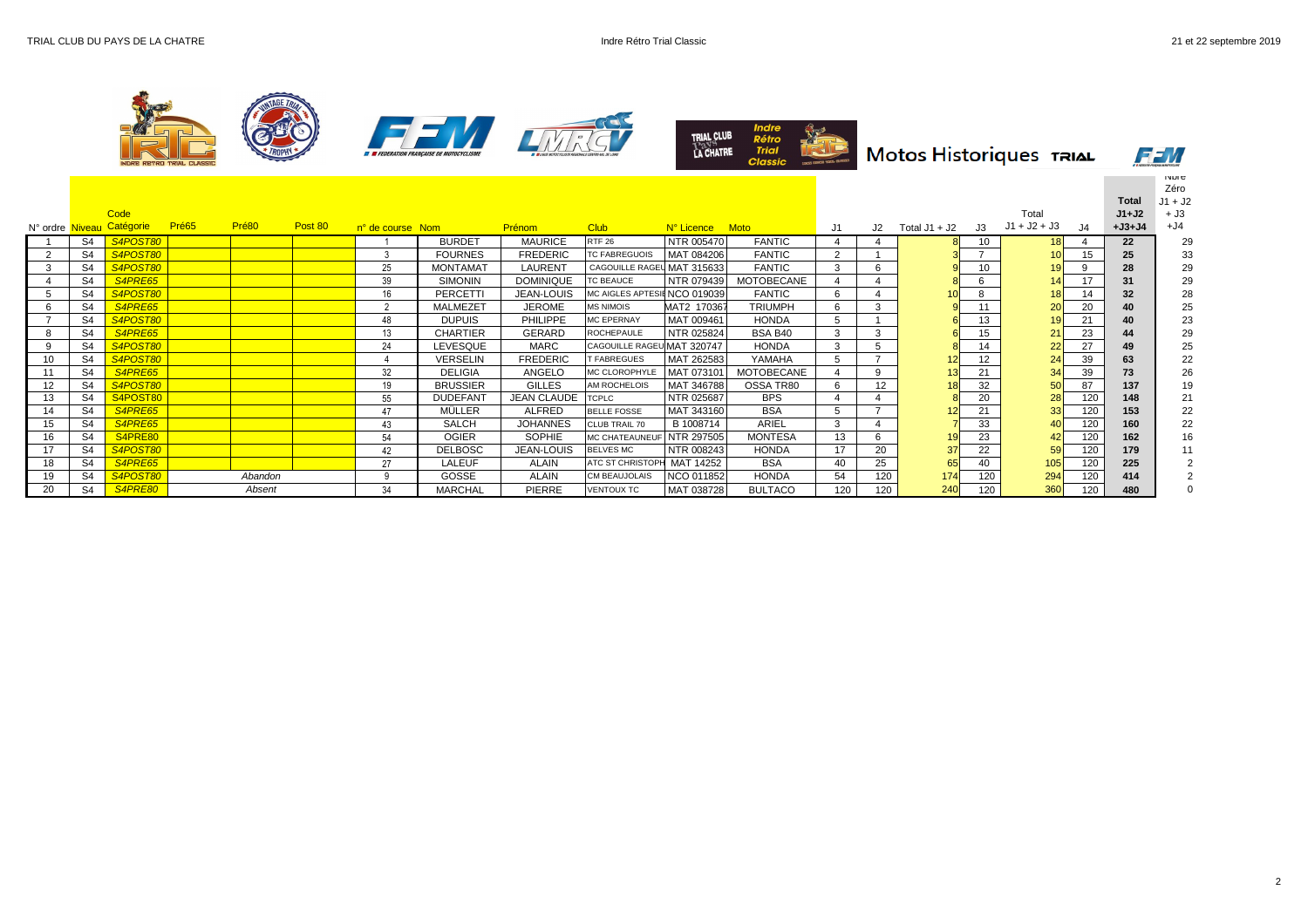Motos Historiques TRIAL

| N° ordre | Niveau | Code Catégorie | Pré65 | Pré80 | Post 80 | n° de course | Nom | Prénom | Club | N° Licence | Moto | J1 | J2 | Total J1 + J2 | J3 | Total J1 + J2 + J3 | J4 | Total J1+J2 +J3+J4 | Nbre Zéro J1 + J2 + J3 +J4 |
|---|---|---|---|---|---|---|---|---|---|---|---|---|---|---|---|---|---|---|---|
| 1 | S4 | S4POST80 | | | | 1 | BURDET | MAURICE | RTF 26 | NTR 005470 | FANTIC | 4 | 4 | 8 | 10 | 18 | 4 | 22 | 29 |
| 2 | S4 | S4POST80 | | | | 3 | FOURNES | FREDERIC | TC FABREGUOIS | MAT 084206 | FANTIC | 2 | 1 | 3 | 7 | 10 | 15 | 25 | 33 |
| 3 | S4 | S4POST80 | | | | 25 | MONTAMAT | LAURENT | CAGOUILLE RAGEU | MAT 315633 | FANTIC | 3 | 6 | 9 | 10 | 19 | 9 | 28 | 29 |
| 4 | S4 | S4PRE65 | | | | 39 | SIMONIN | DOMINIQUE | TC BEAUCE | NTR 079439 | MOTOBECANE | 4 | 4 | 8 | 6 | 14 | 17 | 31 | 29 |
| 5 | S4 | S4POST80 | | | | 16 | PERCETTI | JEAN-LOUIS | MC AIGLES APTESIE | NCO 019039 | FANTIC | 6 | 4 | 10 | 8 | 18 | 14 | 32 | 28 |
| 6 | S4 | S4PRE65 | | | | 2 | MALMEZET | JEROME | MS NIMOIS | MAT2 170367 | TRIUMPH | 6 | 3 | 9 | 11 | 20 | 20 | 40 | 25 |
| 7 | S4 | S4POST80 | | | | 48 | DUPUIS | PHILIPPE | MC EPERNAY | MAT 009461 | HONDA | 5 | 1 | 6 | 13 | 19 | 21 | 40 | 23 |
| 8 | S4 | S4PRE65 | | | | 13 | CHARTIER | GERARD | ROCHEPAULE | NTR 025824 | BSA B40 | 3 | 3 | 6 | 15 | 21 | 23 | 44 | 29 |
| 9 | S4 | S4POST80 | | | | 24 | LEVESQUE | MARC | CAGOUILLE RAGEU | MAT 320747 | HONDA | 3 | 5 | 8 | 14 | 22 | 27 | 49 | 25 |
| 10 | S4 | S4POST80 | | | | 4 | VERSELIN | FREDERIC | T FABREGUES | MAT 262583 | YAMAHA | 5 | 7 | 12 | 12 | 24 | 39 | 63 | 22 |
| 11 | S4 | S4PRE65 | | | | 32 | DELIGIA | ANGELO | MC CLOROPHYLE | MAT 073101 | MOTOBECANE | 4 | 9 | 13 | 21 | 34 | 39 | 73 | 26 |
| 12 | S4 | S4POST80 | | | | 19 | BRUSSIER | GILLES | AM ROCHELOIS | MAT 346788 | OSSA TR80 | 6 | 12 | 18 | 32 | 50 | 87 | 137 | 19 |
| 13 | S4 | S4POST80 | | | | 55 | DUDEFANT | JEAN CLAUDE | TCPLC | NTR 025687 | BPS | 4 | 4 | 8 | 20 | 28 | 120 | 148 | 21 |
| 14 | S4 | S4PRE65 | | | | 47 | MULLER | ALFRED | BELLE FOSSE | MAT 343160 | BSA | 5 | 7 | 12 | 21 | 33 | 120 | 153 | 22 |
| 15 | S4 | S4PRE65 | | | | 43 | SALCH | JOHANNES | CLUB TRAIL 70 | B 1008714 | ARIEL | 3 | 4 | 7 | 33 | 40 | 120 | 160 | 22 |
| 16 | S4 | S4PRE80 | | | | 54 | OGIER | SOPHIE | MC CHATEAUNEUF | NTR 297505 | MONTESA | 13 | 6 | 19 | 23 | 42 | 120 | 162 | 16 |
| 17 | S4 | S4POST80 | | | | 42 | DELBOSC | JEAN-LOUIS | BELVES MC | NTR 008243 | HONDA | 17 | 20 | 37 | 22 | 59 | 120 | 179 | 11 |
| 18 | S4 | S4PRE65 | | | | 27 | LALEUF | ALAIN | ATC ST CHRISTOPH | MAT 14252 | BSA | 40 | 25 | 65 | 40 | 105 | 120 | 225 | 2 |
| 19 | S4 | S4POST80 | | Abandon | | 9 | GOSSE | ALAIN | CM BEAUJOLAIS | NCO 011852 | HONDA | 54 | 120 | 174 | 120 | 294 | 120 | 414 | 2 |
| 20 | S4 | S4PRE80 | | Absent | | 34 | MARCHAL | PIERRE | VENTOUX TC | MAT 038728 | BULTACO | 120 | 120 | 240 | 120 | 360 | 120 | 480 | 0 |